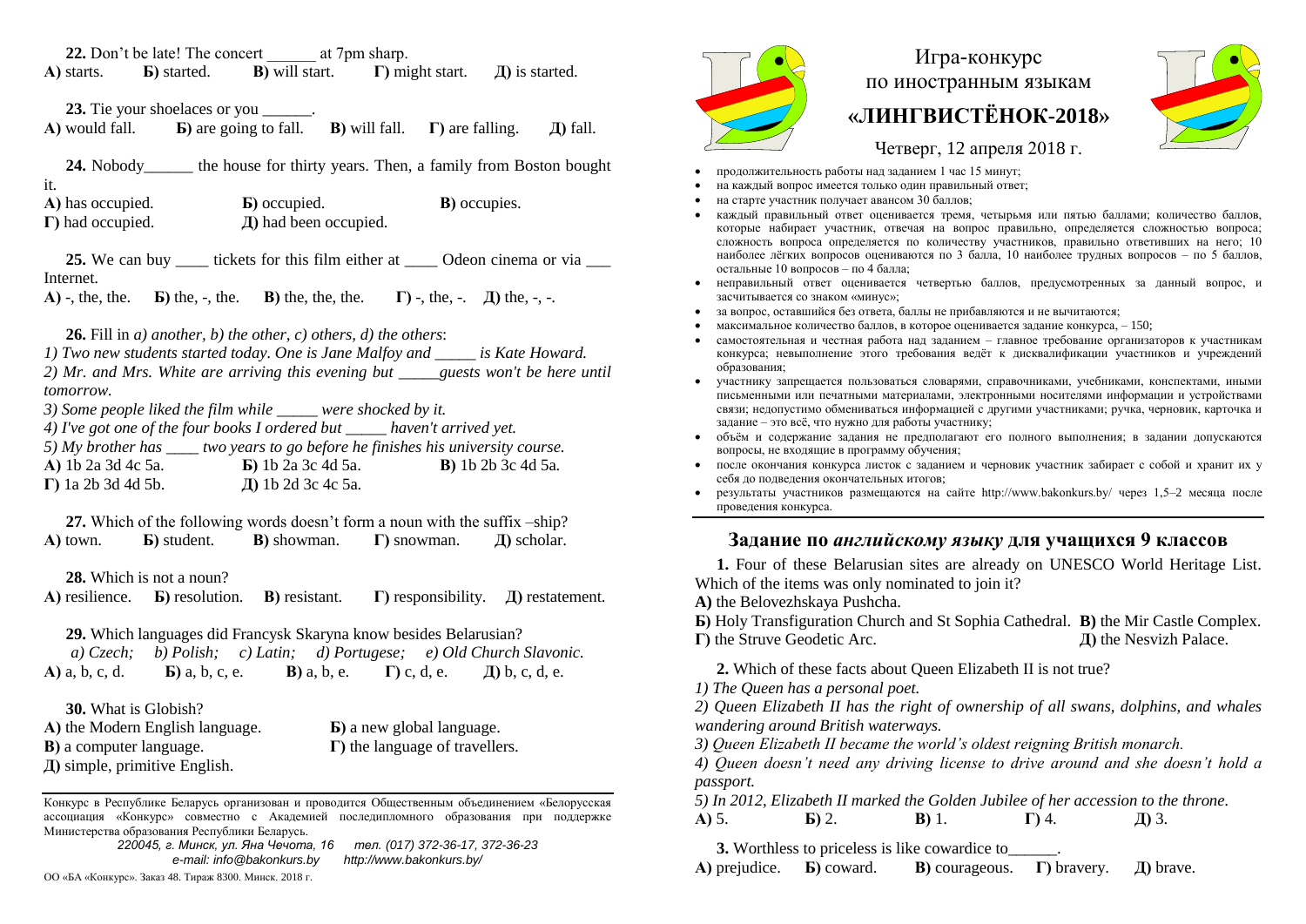**22.** Don't be late! The concert ______ at 7pm sharp.
**А)** starts. **Б)** started. **В)** will start. **Г)** might start. **Д)** is started.

**23.** Tie your shoelaces or you ______.
**А)** would fall. **Б)** are going to fall. **В)** will fall. **Г)** are falling. **Д)** fall.

**24.** Nobody______ the house for thirty years. Then, a family from Boston bought it.
**А)** has occupied. **Б)** occupied. **В)** occupies.
**Г)** had occupied. **Д)** had been occupied.

**25.** We can buy ____ tickets for this film either at ____ Odeon cinema or via ___ Internet.
**А)** -, the, the. **Б)** the, -, the. **В)** the, the, the. **Г)** -, the, -. **Д)** the, -, -.

**26.** Fill in *a) another, b) the other, c) others, d) the others*:
*1) Two new students started today. One is Jane Malfoy and _____ is Kate Howard.*
*2) Mr. and Mrs. White are arriving this evening but _____guests won't be here until tomorrow.*
*3) Some people liked the film while _____ were shocked by it.*
*4) I've got one of the four books I ordered but _____ haven't arrived yet.*
*5) My brother has ____ two years to go before he finishes his university course.*
**А)** 1b 2a 3d 4c 5a. **Б)** 1b 2a 3c 4d 5a. **В)** 1b 2b 3c 4d 5a.
**Г)** 1a 2b 3d 4d 5b. **Д)** 1b 2d 3c 4c 5a.

**27.** Which of the following words doesn't form a noun with the suffix –ship?
**А)** town. **Б)** student. **В)** showman. **Г)** snowman. **Д)** scholar.

**28.** Which is not a noun?
**А)** resilience. **Б)** resolution. **В)** resistant. **Г)** responsibility. **Д)** restatement.

**29.** Which languages did Francysk Skaryna know besides Belarusian?
*a) Czech; b) Polish; c) Latin; d) Portugese; e) Old Church Slavonic.*
**А)** a, b, c, d. **Б)** a, b, c, e. **В)** a, b, e. **Г)** c, d, e. **Д)** b, c, d, e.

**30.** What is Globish?
**А)** the Modern English language. **Б)** a new global language.
**В)** a computer language. **Г)** the language of travellers.
**Д)** simple, primitive English.

Конкурс в Республике Беларусь организован и проводится Общественным объединением «Белорусская ассоциация «Конкурс» совместно с Академией последипломного образования при поддержке Министерства образования Республики Беларусь.
*220045, г. Минск, ул. Яна Чечота, 16 тел. (017) 372-36-17, 372-36-23*
*e-mail: info@bakonkurs.by http://www.bakonkurs.by/*
ОО «БА «Конкурс». Заказ 48. Тираж 8300. Минск. 2018 г.

# Игра-конкурс по иностранным языкам

# «ЛИНГВИСТЁНОК-2018»

Четверг, 12 апреля 2018 г.

- продолжительность работы над заданием 1 час 15 минут;
- на каждый вопрос имеется только один правильный ответ;
- на старте участник получает авансом 30 баллов;
- каждый правильный ответ оценивается тремя, четырьмя или пятью баллами; количество баллов, которые набирает участник, отвечая на вопрос правильно, определяется сложностью вопроса; сложность вопроса определяется по количеству участников, правильно ответивших на него; 10 наиболее лёгких вопросов оцениваются по 3 балла, 10 наиболее трудных вопросов – по 5 баллов, остальные 10 вопросов – по 4 балла;
- неправильный ответ оценивается четвертью баллов, предусмотренных за данный вопрос, и засчитывается со знаком «минус»;
- за вопрос, оставшийся без ответа, баллы не прибавляются и не вычитаются;
- максимальное количество баллов, в которое оценивается задание конкурса, – 150;
- самостоятельная и честная работа над заданием – главное требование организаторов к участникам конкурса; невыполнение этого требования ведёт к дисквалификации участников и учреждений образования;
- участнику запрещается пользоваться словарями, справочниками, учебниками, конспектами, иными письменными или печатными материалами, электронными носителями информации и устройствами связи; недопустимо обмениваться информацией с другими участниками; ручка, черновик, карточка и задание – это всё, что нужно для работы участнику;
- объём и содержание задания не предполагают его полного выполнения; в задании допускаются вопросы, не входящие в программу обучения;
- после окончания конкурса листок с заданием и черновик участник забирает с собой и хранит их у себя до подведения окончательных итогов;
- результаты участников размещаются на сайте http://www.bakonkurs.by/ через 1,5–2 месяца после проведения конкурса.

## Задание по *английскому языку* для учащихся 9 классов

**1.** Four of these Belarusian sites are already on UNESCO World Heritage List. Which of the items was only nominated to join it?
**А)** the Belovezhskaya Pushcha.
**Б)** Holy Transfiguration Church and St Sophia Cathedral. **В)** the Mir Castle Complex.
**Г)** the Struve Geodetic Arc. **Д)** the Nesvizh Palace.

**2.** Which of these facts about Queen Elizabeth II is not true?
*1) The Queen has a personal poet.*
*2) Queen Elizabeth II has the right of ownership of all swans, dolphins, and whales wandering around British waterways.*
*3) Queen Elizabeth II became the world's oldest reigning British monarch.*
*4) Queen doesn't need any driving license to drive around and she doesn't hold a passport.*
*5) In 2012, Elizabeth II marked the Golden Jubilee of her accession to the throne.*
**А)** 5. **Б)** 2. **В)** 1. **Г)** 4. **Д)** 3.

**3.** Worthless to priceless is like cowardice to______.
**А)** prejudice. **Б)** coward. **В)** courageous. **Г)** bravery. **Д)** brave.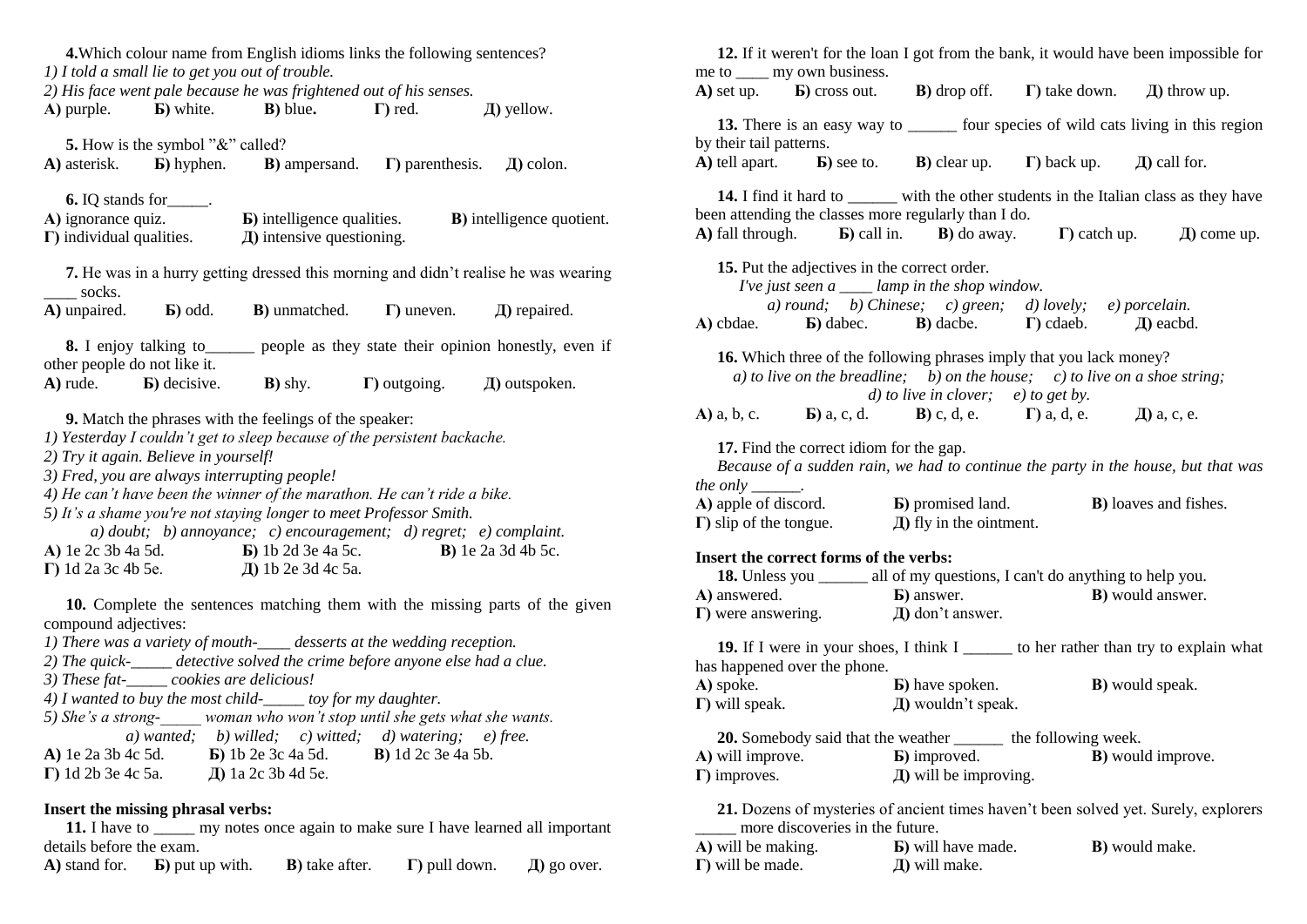**4.** Which colour name from English idioms links the following sentences?

*1) I told a small lie to get you out of trouble.*
*2) His face went pale because he was frightened out of his senses.*

**А)** purple. **Б)** white. **В)** blue**.** **Г)** red. **Д)** yellow.

**5.** How is the symbol "&" called?

**А)** asterisk. **Б)** hyphen. **В)** ampersand. **Г)** parenthesis. **Д)** colon.

**6.** IQ stands for_____.

**А)** ignorance quiz. **Б)** intelligence qualities. **В)** intelligence quotient.
**Г)** individual qualities. **Д)** intensive questioning.

**7.** He was in a hurry getting dressed this morning and didn't realise he was wearing ____ socks.

**А)** unpaired. **Б)** odd. **В)** unmatched. **Г)** uneven. **Д)** repaired.

**8.** I enjoy talking to______ people as they state their opinion honestly, even if other people do not like it.

**А)** rude. **Б)** decisive. **В)** shy. **Г)** outgoing. **Д)** outspoken.

**9.** Match the phrases with the feelings of the speaker:

*1) Yesterday I couldn't get to sleep because of the persistent backache.*
*2) Try it again. Believe in yourself!*
*3) Fred, you are always interrupting people!*
*4) He can't have been the winner of the marathon. He can't ride a bike.*
*5) It's a shame you're not staying longer to meet Professor Smith.*

*a) doubt; b) annoyance; c) encouragement; d) regret; e) complaint.*

**А)** 1e 2c 3b 4a 5d. **Б)** 1b 2d 3e 4a 5c. **В)** 1e 2a 3d 4b 5c.
**Г)** 1d 2a 3c 4b 5e. **Д)** 1b 2e 3d 4c 5a.

**10.** Complete the sentences matching them with the missing parts of the given compound adjectives:

*1) There was a variety of mouth-____ desserts at the wedding reception.*
*2) The quick-_____ detective solved the crime before anyone else had a clue.*
*3) These fat-_____ cookies are delicious!*
*4) I wanted to buy the most child-_____ toy for my daughter.*
*5) She's a strong-_____ woman who won't stop until she gets what she wants.*

*a) wanted; b) willed; c) witted; d) watering; e) free.*

**А)** 1e 2a 3b 4c 5d. **Б)** 1b 2e 3c 4a 5d. **В)** 1d 2c 3e 4a 5b.
**Г)** 1d 2b 3e 4c 5a. **Д)** 1a 2c 3b 4d 5e.

**Insert the missing phrasal verbs:**

**11.** I have to _____ my notes once again to make sure I have learned all important details before the exam.

**А)** stand for. **Б)** put up with. **В)** take after. **Г)** pull down. **Д)** go over.

**12.** If it weren't for the loan I got from the bank, it would have been impossible for me to ____ my own business.

**А)** set up. **Б)** cross out. **В)** drop off. **Г)** take down. **Д)** throw up.

**13.** There is an easy way to ______ four species of wild cats living in this region by their tail patterns.

**А)** tell apart. **Б)** see to. **В)** clear up. **Г)** back up. **Д)** call for.

**14.** I find it hard to ______ with the other students in the Italian class as they have been attending the classes more regularly than I do.

**А)** fall through. **Б)** call in. **В)** do away. **Г)** catch up. **Д)** come up.

**15.** Put the adjectives in the correct order.

*I've just seen a ____ lamp in the shop window.*

*a) round; b) Chinese; c) green; d) lovely; e) porcelain.*

**А)** cbdae. **Б)** dabec. **В)** dacbe. **Г)** cdaeb. **Д)** eacbd.

**16.** Which three of the following phrases imply that you lack money?

*a) to live on the breadline; b) on the house; c) to live on a shoe string; d) to live in clover; e) to get by.*

**А)** a, b, c. **Б)** a, c, d. **В)** c, d, e. **Г)** a, d, e. **Д)** a, c, e.

**17.** Find the correct idiom for the gap.

*Because of a sudden rain, we had to continue the party in the house, but that was the only ______.*

**А)** apple of discord. **Б)** promised land. **В)** loaves and fishes.
**Г)** slip of the tongue. **Д)** fly in the ointment.

**Insert the correct forms of the verbs:**

**18.** Unless you ______ all of my questions, I can't do anything to help you.

**А)** answered. **Б)** answer. **В)** would answer.
**Г)** were answering. **Д)** don't answer.

**19.** If I were in your shoes, I think I ______ to her rather than try to explain what has happened over the phone.

**А)** spoke. **Б)** have spoken. **В)** would speak.
**Г)** will speak. **Д)** wouldn't speak.

**20.** Somebody said that the weather ______ the following week.

**А)** will improve. **Б)** improved. **В)** would improve.
**Г)** improves. **Д)** will be improving.

**21.** Dozens of mysteries of ancient times haven't been solved yet. Surely, explorers _____ more discoveries in the future.

**А)** will be making. **Б)** will have made. **В)** would make.
**Г)** will be made. **Д)** will make.